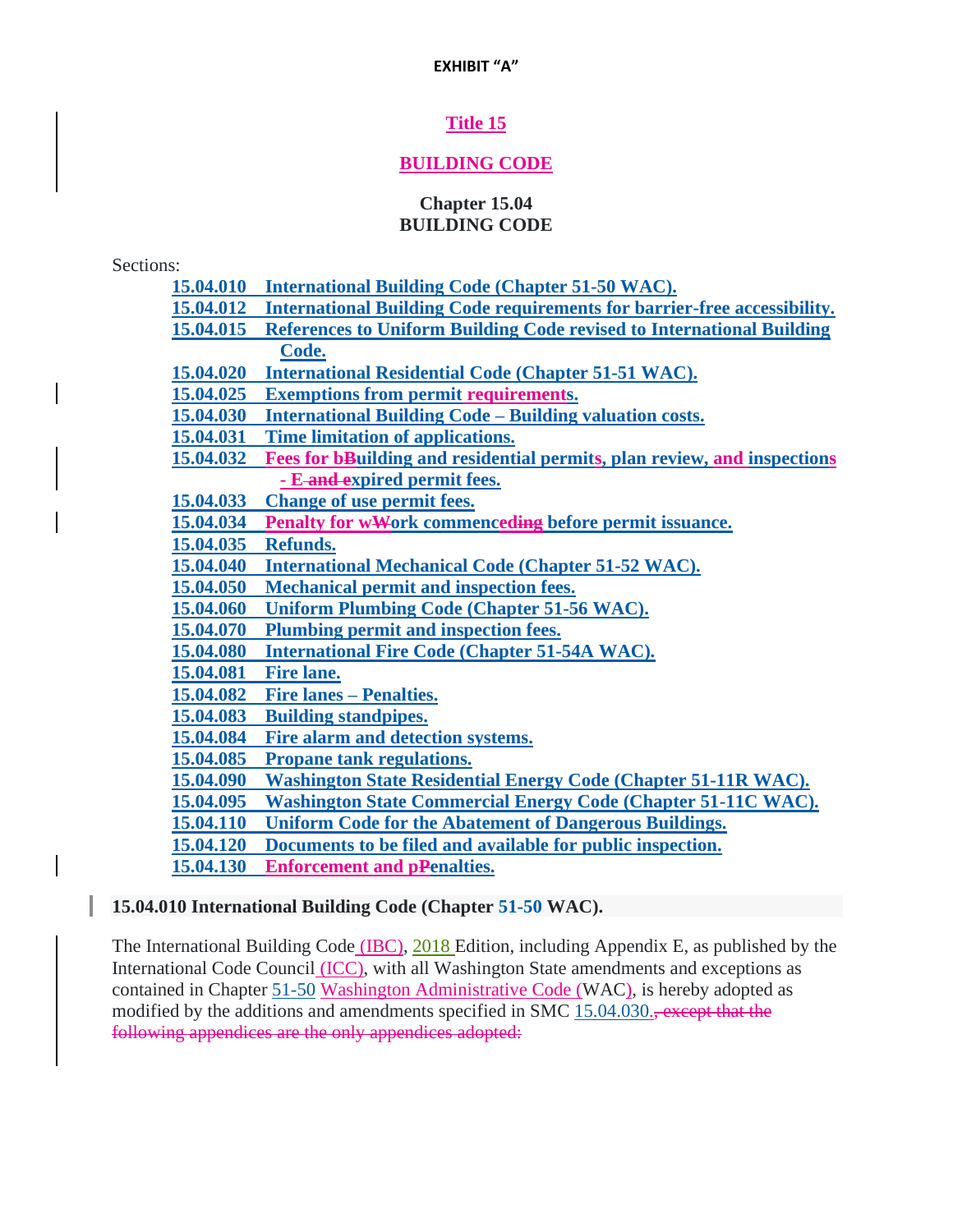**EXHIBIT "A"**

# Title 15

# BUILDING CODE

## Chapter 15.04
## BUILDING CODE

Sections:

- **15.04.010 International Building Code (Chapter 51-50 WAC).**
- **15.04.012 International Building Code requirements for barrier-free accessibility.**
- **15.04.015 References to Uniform Building Code revised to International Building Code.**
- **15.04.020 International Residential Code (Chapter 51-51 WAC).**
- **15.04.025 Exemptions from permit requirements.**
- **15.04.030 International Building Code – Building valuation costs.**
- **15.04.031 Time limitation of applications.**
- **15.04.032 Fees for bBuilding and residential permits, plan review, and inspections - E and expired permit fees.**
- **15.04.033 Change of use permit fees.**
- **15.04.034 Penalty for wWork commenceding before permit issuance.**
- **15.04.035 Refunds.**
- **15.04.040 International Mechanical Code (Chapter 51-52 WAC).**
- **15.04.050 Mechanical permit and inspection fees.**
- **15.04.060 Uniform Plumbing Code (Chapter 51-56 WAC).**
- **15.04.070 Plumbing permit and inspection fees.**
- **15.04.080 International Fire Code (Chapter 51-54A WAC).**
- **15.04.081 Fire lane.**
- **15.04.082 Fire lanes – Penalties.**
- **15.04.083 Building standpipes.**
- **15.04.084 Fire alarm and detection systems.**
- **15.04.085 Propane tank regulations.**
- **15.04.090 Washington State Residential Energy Code (Chapter 51-11R WAC).**
- **15.04.095 Washington State Commercial Energy Code (Chapter 51-11C WAC).**
- **15.04.110 Uniform Code for the Abatement of Dangerous Buildings.**
- **15.04.120 Documents to be filed and available for public inspection.**
- **15.04.130 Enforcement and pPenalties.**

### 15.04.010 International Building Code (Chapter 51-50 WAC).

The International Building Code (IBC), 2018 Edition, including Appendix E, as published by the International Code Council (ICC), with all Washington State amendments and exceptions as contained in Chapter 51-50 Washington Administrative Code (WAC), is hereby adopted as modified by the additions and amendments specified in SMC 15.04.030., except that the following appendices are the only appendices adopted: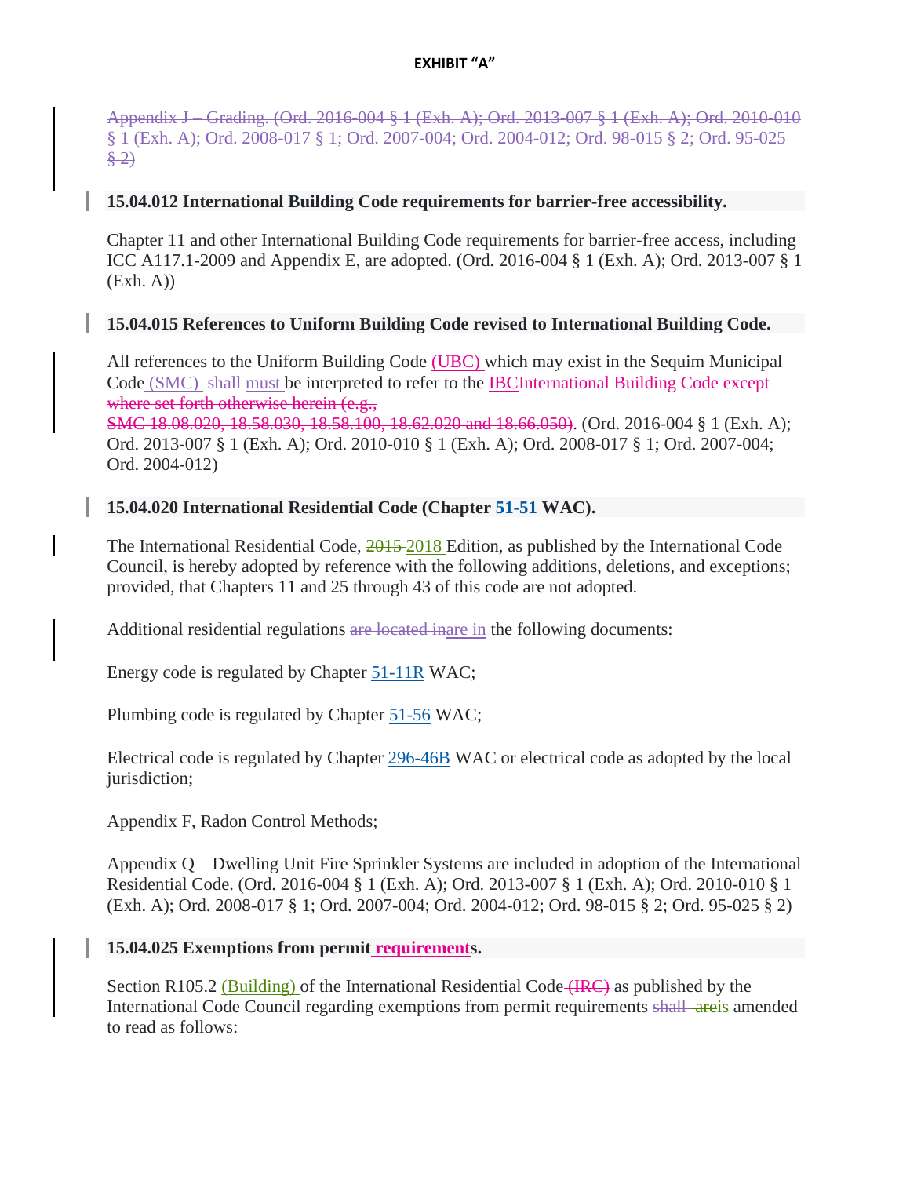**EXHIBIT "A"**

~~Appendix J – Grading. (Ord. 2016-004 § 1 (Exh. A); Ord. 2013-007 § 1 (Exh. A); Ord. 2010-010 § 1 (Exh. A); Ord. 2008-017 § 1; Ord. 2007-004; Ord. 2004-012; Ord. 98-015 § 2; Ord. 95-025 § 2)~~

### 15.04.012 International Building Code requirements for barrier-free accessibility.

Chapter 11 and other International Building Code requirements for barrier-free access, including ICC A117.1-2009 and Appendix E, are adopted. (Ord. 2016-004 § 1 (Exh. A); Ord. 2013-007 § 1 (Exh. A))

### 15.04.015 References to Uniform Building Code revised to International Building Code.

All references to the Uniform Building Code (UBC) which may exist in the Sequim Municipal Code (SMC) ~~shall~~ must be interpreted to refer to the IBC~~International Building Code except where set forth otherwise herein (e.g., SMC 18.08.020, 18.58.030, 18.58.100, 18.62.020 and 18.66.050)~~. (Ord. 2016-004 § 1 (Exh. A); Ord. 2013-007 § 1 (Exh. A); Ord. 2010-010 § 1 (Exh. A); Ord. 2008-017 § 1; Ord. 2007-004; Ord. 2004-012)

### 15.04.020 International Residential Code (Chapter 51-51 WAC).

The International Residential Code, ~~2015~~ 2018 Edition, as published by the International Code Council, is hereby adopted by reference with the following additions, deletions, and exceptions; provided, that Chapters 11 and 25 through 43 of this code are not adopted.

Additional residential regulations ~~are located in~~are in the following documents:

Energy code is regulated by Chapter 51-11R WAC;

Plumbing code is regulated by Chapter 51-56 WAC;

Electrical code is regulated by Chapter 296-46B WAC or electrical code as adopted by the local jurisdiction;

Appendix F, Radon Control Methods;

Appendix Q – Dwelling Unit Fire Sprinkler Systems are included in adoption of the International Residential Code. (Ord. 2016-004 § 1 (Exh. A); Ord. 2013-007 § 1 (Exh. A); Ord. 2010-010 § 1 (Exh. A); Ord. 2008-017 § 1; Ord. 2007-004; Ord. 2004-012; Ord. 98-015 § 2; Ord. 95-025 § 2)

### 15.04.025 Exemptions from permit requirements.

Section R105.2 (Building) of the International Residential Code ~~(IRC)~~ as published by the International Code Council regarding exemptions from permit requirements ~~shall~~ ~~are~~is amended to read as follows: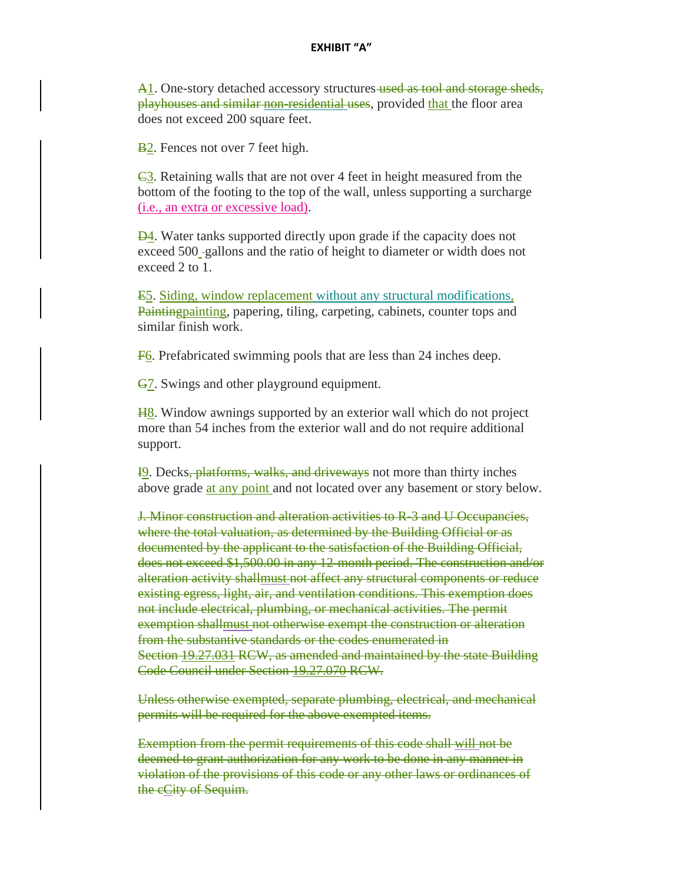# EXHIBIT "A"

~~A~~<u>1</u>. One-story detached accessory structures ~~used as tool and storage sheds, playhouses and similar~~ <u>non-residential</u> ~~uses~~, provided <u>that</u> the floor area does not exceed 200 square feet.

~~B~~<u>2</u>. Fences not over 7 feet high.

~~C~~<u>3</u>. Retaining walls that are not over 4 feet in height measured from the bottom of the footing to the top of the wall, unless supporting a surcharge <u>(i.e., an extra or excessive load)</u>.

~~D~~<u>4</u>. Water tanks supported directly upon grade if the capacity does not exceed 500 ~~-~~gallons and the ratio of height to diameter or width does not exceed 2 to 1.

~~E~~<u>5</u>. <u>Siding, window replacement without any structural modifications,</u> ~~Painting~~<u>painting</u>, papering, tiling, carpeting, cabinets, counter tops and similar finish work.

~~F~~<u>6</u>. Prefabricated swimming pools that are less than 24 inches deep.

~~G~~<u>7</u>. Swings and other playground equipment.

~~H~~<u>8</u>. Window awnings supported by an exterior wall which do not project more than 54 inches from the exterior wall and do not require additional support.

~~I~~<u>9</u>. Decks~~, platforms, walks, and driveways~~ not more than thirty inches above grade <u>at any point</u> and not located over any basement or story below.

~~J. Minor construction and alteration activities to R-3 and U Occupancies, where the total valuation, as determined by the Building Official or as documented by the applicant to the satisfaction of the Building Official, does not exceed $1,500.00 in any 12-month period. The construction and/or alteration activity shall~~<u>must</u> ~~not affect any structural components or reduce existing egress, light, air, and ventilation conditions. This exemption does not include electrical, plumbing, or mechanical activities. The permit exemption shall~~<u>must</u> ~~not otherwise exempt the construction or alteration from the substantive standards or the codes enumerated in Section 19.27.031 RCW, as amended and maintained by the state Building Code Council under Section 19.27.070 RCW.~~

~~Unless otherwise exempted, separate plumbing, electrical, and mechanical permits will be required for the above exempted items.~~

~~Exemption from the permit requirements of this code shall~~ <u>will</u> ~~not be deemed to grant authorization for any work to be done in any manner in violation of the provisions of this code or any other laws or ordinances of the c~~<u>C</u>~~ity of Sequim.~~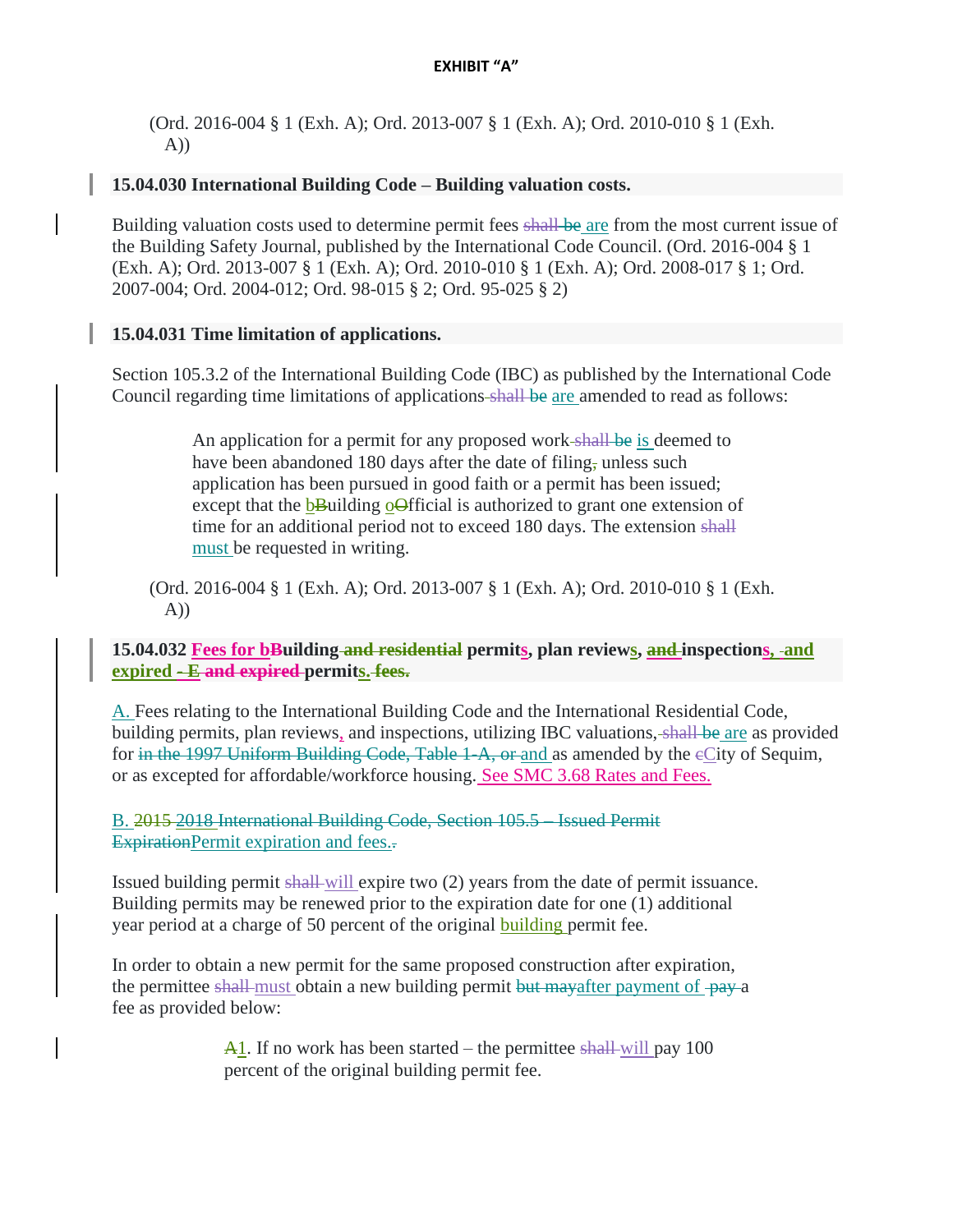**EXHIBIT "A"**

(Ord. 2016-004 § 1 (Exh. A); Ord. 2013-007 § 1 (Exh. A); Ord. 2010-010 § 1 (Exh. A))

**15.04.030 International Building Code – Building valuation costs.**

Building valuation costs used to determine permit fees ~~shall be~~ are from the most current issue of the Building Safety Journal, published by the International Code Council. (Ord. 2016-004 § 1 (Exh. A); Ord. 2013-007 § 1 (Exh. A); Ord. 2010-010 § 1 (Exh. A); Ord. 2008-017 § 1; Ord. 2007-004; Ord. 2004-012; Ord. 98-015 § 2; Ord. 95-025 § 2)

**15.04.031 Time limitation of applications.**

Section 105.3.2 of the International Building Code (IBC) as published by the International Code Council regarding time limitations of applications ~~shall be~~ are amended to read as follows:

> An application for a permit for any proposed work ~~shall be~~ is deemed to have been abandoned 180 days after the date of filing~~,~~ unless such application has been pursued in good faith or a permit has been issued; except that the b~~B~~uilding o~~O~~fficial is authorized to grant one extension of time for an additional period not to exceed 180 days. The extension ~~shall~~ must be requested in writing.

(Ord. 2016-004 § 1 (Exh. A); Ord. 2013-007 § 1 (Exh. A); Ord. 2010-010 § 1 (Exh. A))

**15.04.032 Fees for b~~B~~uilding ~~and residential~~ permits, plan reviews, ~~and~~ inspections, -and expired ~~- E and expired~~ permits. ~~fees.~~**

A. Fees relating to the International Building Code and the International Residential Code, building permits, plan reviews, and inspections, utilizing IBC valuations, ~~shall be~~ are as provided for ~~in the 1997 Uniform Building Code, Table 1-A, or~~ and as amended by the ~~c~~City of Sequim, or as excepted for affordable/workforce housing. See SMC 3.68 Rates and Fees.

B. ~~2015 2018 International Building Code, Section 105.5 – Issued Permit Expiration~~Permit expiration and fees.~~.~~

Issued building permit ~~shall~~ will expire two (2) years from the date of permit issuance. Building permits may be renewed prior to the expiration date for one (1) additional year period at a charge of 50 percent of the original building permit fee.

In order to obtain a new permit for the same proposed construction after expiration, the permittee ~~shall~~ must obtain a new building permit ~~but may~~after payment of ~~-pay~~ a fee as provided below:

> ~~A~~1. If no work has been started – the permittee ~~shall~~ will pay 100 percent of the original building permit fee.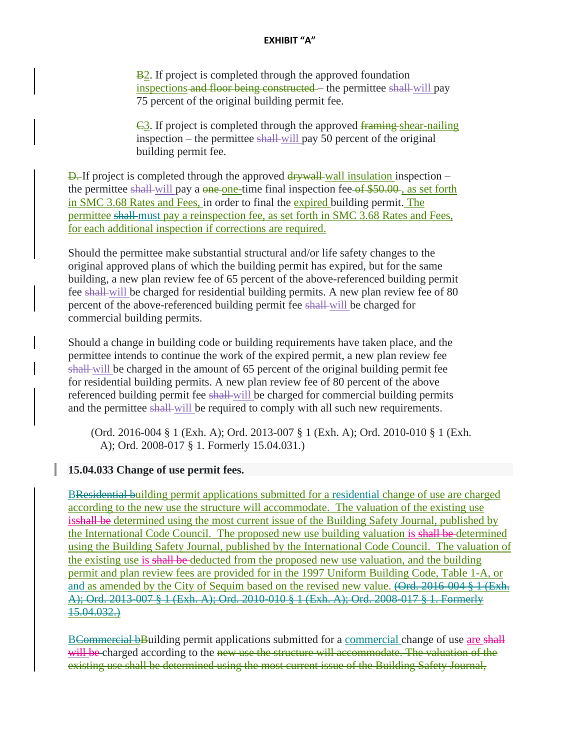~~B~~2. If project is completed through the approved foundation inspections ~~and floor being constructed~~ – the permittee ~~shall~~ will pay 75 percent of the original building permit fee.

~~C~~3. If project is completed through the approved ~~framing~~ shear-nailing inspection – the permittee ~~shall~~ will pay 50 percent of the original building permit fee.

~~D.~~ If project is completed through the approved ~~drywall~~ wall insulation inspection – the permittee ~~shall~~ will pay a ~~one~~ one-time final inspection fee ~~of $50.00~~, as set forth in SMC 3.68 Rates and Fees, in order to final the expired building permit. The permittee ~~shall~~ must pay a reinspection fee, as set forth in SMC 3.68 Rates and Fees, for each additional inspection if corrections are required.

Should the permittee make substantial structural and/or life safety changes to the original approved plans of which the building permit has expired, but for the same building, a new plan review fee of 65 percent of the above-referenced building permit fee ~~shall~~ will be charged for residential building permits. A new plan review fee of 80 percent of the above-referenced building permit fee ~~shall~~ will be charged for commercial building permits.

Should a change in building code or building requirements have taken place, and the permittee intends to continue the work of the expired permit, a new plan review fee ~~shall~~ will be charged in the amount of 65 percent of the original building permit fee for residential building permits. A new plan review fee of 80 percent of the above referenced building permit fee ~~shall~~ will be charged for commercial building permits and the permittee ~~shall~~ will be required to comply with all such new requirements.

(Ord. 2016-004 § 1 (Exh. A); Ord. 2013-007 § 1 (Exh. A); Ord. 2010-010 § 1 (Exh. A); Ord. 2008-017 § 1. Formerly 15.04.031.)

**15.04.033 Change of use permit fees.**

B~~Residential b~~uilding permit applications submitted for a residential change of use are charged according to the new use the structure will accommodate. The valuation of the existing use is~~shall be~~ determined using the most current issue of the Building Safety Journal, published by the International Code Council. The proposed new use building valuation is ~~shall be~~ determined using the Building Safety Journal, published by the International Code Council. The valuation of the existing use is ~~shall be~~ deducted from the proposed new use valuation, and the building permit and plan review fees are provided for in the 1997 Uniform Building Code, Table 1-A, or and as amended by the City of Sequim based on the revised new value. ~~(Ord. 2016-004 § 1 (Exh. A); Ord. 2013-007 § 1 (Exh. A); Ord. 2010-010 § 1 (Exh. A); Ord. 2008-017 § 1. Formerly 15.04.032.)~~

B~~Commercial b~~Building permit applications submitted for a commercial change of use are ~~shall will be~~ charged according to the ~~new use the structure will accommodate. The valuation of the existing use shall be determined using the most current issue of the Building Safety Journal,~~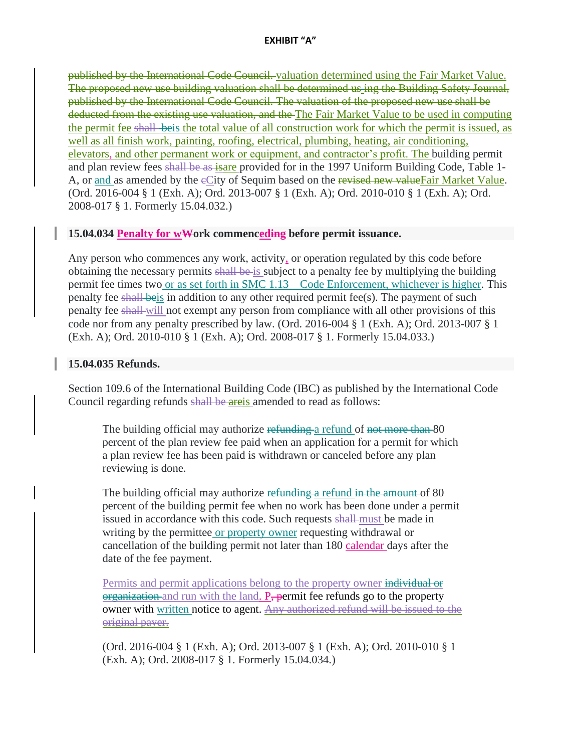**EXHIBIT "A"**

~~published by the International Code Council.~~ valuation determined using the Fair Market Value. ~~The proposed new use building valuation shall be determined us ing the Building Safety Journal, published by the International Code Council. The valuation of the proposed new use shall be deducted from the existing use valuation, and the~~ The Fair Market Value to be used in computing the permit fee ~~shall be~~is the total value of all construction work for which the permit is issued, as well as all finish work, painting, roofing, electrical, plumbing, heating, air conditioning, elevators, and other permanent work or equipment, and contractor's profit. The building permit and plan review fees ~~shall be as~~ ~~is~~are provided for in the 1997 Uniform Building Code, Table 1-A, or and as amended by the ~~c~~City of Sequim based on the ~~revised new value~~Fair Market Value. (Ord. 2016-004 § 1 (Exh. A); Ord. 2013-007 § 1 (Exh. A); Ord. 2010-010 § 1 (Exh. A); Ord. 2008-017 § 1. Formerly 15.04.032.)

### 15.04.034 Penalty for w~~W~~ork commenc~~ing~~ed before permit issuance.

Any person who commences any work, activity, or operation regulated by this code before obtaining the necessary permits ~~shall be~~ is subject to a penalty fee by multiplying the building permit fee times two or as set forth in SMC 1.13 – Code Enforcement, whichever is higher. This penalty fee ~~shall be~~is in addition to any other required permit fee(s). The payment of such penalty fee ~~shall~~ will not exempt any person from compliance with all other provisions of this code nor from any penalty prescribed by law. (Ord. 2016-004 § 1 (Exh. A); Ord. 2013-007 § 1 (Exh. A); Ord. 2010-010 § 1 (Exh. A); Ord. 2008-017 § 1. Formerly 15.04.033.)

### 15.04.035 Refunds.

Section 109.6 of the International Building Code (IBC) as published by the International Code Council regarding refunds ~~shall be~~ ~~are~~is amended to read as follows:

> The building official may authorize ~~refunding~~ a refund of ~~not more than~~ 80 percent of the plan review fee paid when an application for a permit for which a plan review fee has been paid is withdrawn or canceled before any plan reviewing is done.
>
> The building official may authorize ~~refunding~~ a refund ~~in the amount~~ of 80 percent of the building permit fee when no work has been done under a permit issued in accordance with this code. Such requests ~~shall~~ must be made in writing by the permittee or property owner requesting withdrawal or cancellation of the building permit not later than 180 calendar days after the date of the fee payment.
>
> Permits and permit applications belong to the property owner ~~individual or organization~~ and run with the land. P~~, p~~ermit fee refunds go to the property owner with written notice to agent. ~~Any authorized refund will be issued to the original payer.~~
>
> (Ord. 2016-004 § 1 (Exh. A); Ord. 2013-007 § 1 (Exh. A); Ord. 2010-010 § 1 (Exh. A); Ord. 2008-017 § 1. Formerly 15.04.034.)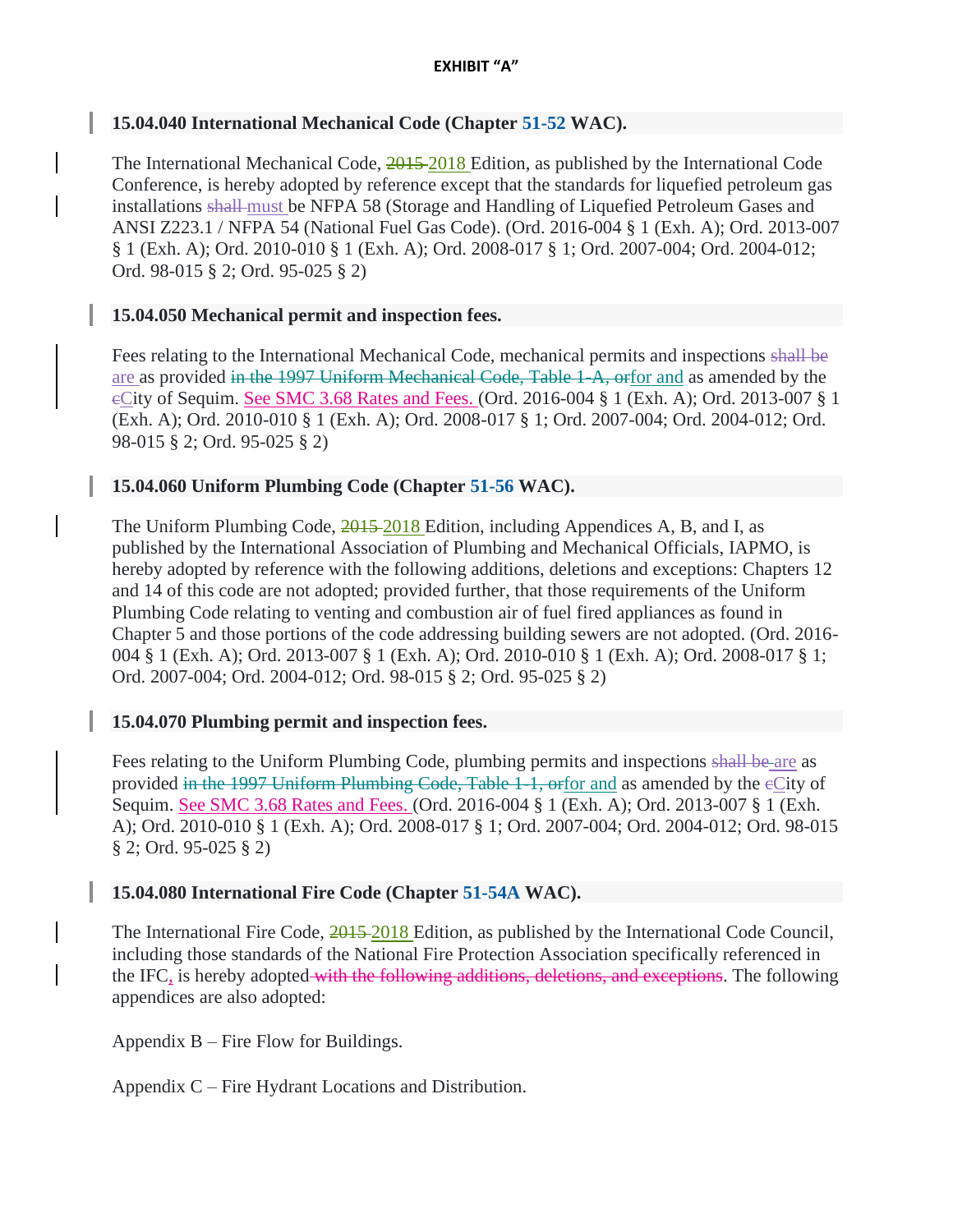**EXHIBIT "A"**

**15.04.040 International Mechanical Code (Chapter 51-52 WAC).**

The International Mechanical Code, ~~2015~~ 2018 Edition, as published by the International Code Conference, is hereby adopted by reference except that the standards for liquefied petroleum gas installations ~~shall~~ must be NFPA 58 (Storage and Handling of Liquefied Petroleum Gases and ANSI Z223.1 / NFPA 54 (National Fuel Gas Code). (Ord. 2016-004 § 1 (Exh. A); Ord. 2013-007 § 1 (Exh. A); Ord. 2010-010 § 1 (Exh. A); Ord. 2008-017 § 1; Ord. 2007-004; Ord. 2004-012; Ord. 98-015 § 2; Ord. 95-025 § 2)

**15.04.050 Mechanical permit and inspection fees.**

Fees relating to the International Mechanical Code, mechanical permits and inspections ~~shall be~~ are as provided ~~in the 1997 Uniform Mechanical Code, Table 1-A, or~~ for and as amended by the ~~c~~City of Sequim. See SMC 3.68 Rates and Fees. (Ord. 2016-004 § 1 (Exh. A); Ord. 2013-007 § 1 (Exh. A); Ord. 2010-010 § 1 (Exh. A); Ord. 2008-017 § 1; Ord. 2007-004; Ord. 2004-012; Ord. 98-015 § 2; Ord. 95-025 § 2)

**15.04.060 Uniform Plumbing Code (Chapter 51-56 WAC).**

The Uniform Plumbing Code, ~~2015~~ 2018 Edition, including Appendices A, B, and I, as published by the International Association of Plumbing and Mechanical Officials, IAPMO, is hereby adopted by reference with the following additions, deletions and exceptions: Chapters 12 and 14 of this code are not adopted; provided further, that those requirements of the Uniform Plumbing Code relating to venting and combustion air of fuel fired appliances as found in Chapter 5 and those portions of the code addressing building sewers are not adopted. (Ord. 2016-004 § 1 (Exh. A); Ord. 2013-007 § 1 (Exh. A); Ord. 2010-010 § 1 (Exh. A); Ord. 2008-017 § 1; Ord. 2007-004; Ord. 2004-012; Ord. 98-015 § 2; Ord. 95-025 § 2)

**15.04.070 Plumbing permit and inspection fees.**

Fees relating to the Uniform Plumbing Code, plumbing permits and inspections ~~shall be~~ are as provided ~~in the 1997 Uniform Plumbing Code, Table 1-1, or~~ for and as amended by the ~~c~~City of Sequim. See SMC 3.68 Rates and Fees. (Ord. 2016-004 § 1 (Exh. A); Ord. 2013-007 § 1 (Exh. A); Ord. 2010-010 § 1 (Exh. A); Ord. 2008-017 § 1; Ord. 2007-004; Ord. 2004-012; Ord. 98-015 § 2; Ord. 95-025 § 2)

**15.04.080 International Fire Code (Chapter 51-54A WAC).**

The International Fire Code, ~~2015~~ 2018 Edition, as published by the International Code Council, including those standards of the National Fire Protection Association specifically referenced in the IFC, is hereby adopted ~~with the following additions, deletions, and exceptions~~. The following appendices are also adopted:

Appendix B – Fire Flow for Buildings.

Appendix C – Fire Hydrant Locations and Distribution.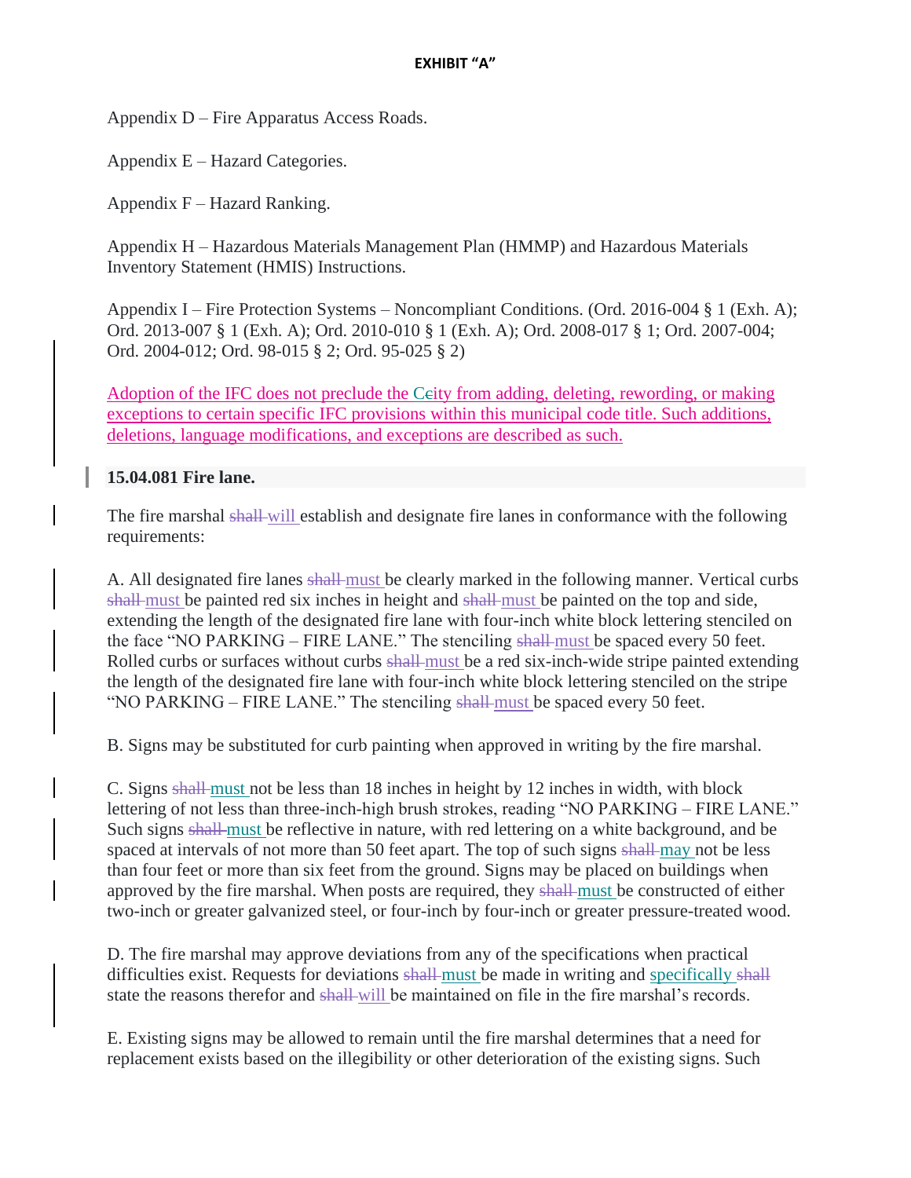**EXHIBIT "A"**

Appendix D – Fire Apparatus Access Roads.

Appendix E – Hazard Categories.

Appendix F – Hazard Ranking.

Appendix H – Hazardous Materials Management Plan (HMMP) and Hazardous Materials Inventory Statement (HMIS) Instructions.

Appendix I – Fire Protection Systems – Noncompliant Conditions. (Ord. 2016-004 § 1 (Exh. A); Ord. 2013-007 § 1 (Exh. A); Ord. 2010-010 § 1 (Exh. A); Ord. 2008-017 § 1; Ord. 2007-004; Ord. 2004-012; Ord. 98-015 § 2; Ord. 95-025 § 2)

Adoption of the IFC does not preclude the C~~c~~ity from adding, deleting, rewording, or making exceptions to certain specific IFC provisions within this municipal code title. Such additions, deletions, language modifications, and exceptions are described as such.

**15.04.081 Fire lane.**

The fire marshal ~~shall~~ will establish and designate fire lanes in conformance with the following requirements:

A. All designated fire lanes ~~shall~~ must be clearly marked in the following manner. Vertical curbs ~~shall~~ must be painted red six inches in height and ~~shall~~ must be painted on the top and side, extending the length of the designated fire lane with four-inch white block lettering stenciled on the face "NO PARKING – FIRE LANE." The stenciling ~~shall~~ must be spaced every 50 feet. Rolled curbs or surfaces without curbs ~~shall~~ must be a red six-inch-wide stripe painted extending the length of the designated fire lane with four-inch white block lettering stenciled on the stripe "NO PARKING – FIRE LANE." The stenciling ~~shall~~ must be spaced every 50 feet.

B. Signs may be substituted for curb painting when approved in writing by the fire marshal.

C. Signs ~~shall~~ must not be less than 18 inches in height by 12 inches in width, with block lettering of not less than three-inch-high brush strokes, reading "NO PARKING – FIRE LANE." Such signs ~~shall~~ must be reflective in nature, with red lettering on a white background, and be spaced at intervals of not more than 50 feet apart. The top of such signs ~~shall~~ may not be less than four feet or more than six feet from the ground. Signs may be placed on buildings when approved by the fire marshal. When posts are required, they ~~shall~~ must be constructed of either two-inch or greater galvanized steel, or four-inch by four-inch or greater pressure-treated wood.

D. The fire marshal may approve deviations from any of the specifications when practical difficulties exist. Requests for deviations ~~shall~~ must be made in writing and specifically ~~shall~~ state the reasons therefor and ~~shall~~ will be maintained on file in the fire marshal's records.

E. Existing signs may be allowed to remain until the fire marshal determines that a need for replacement exists based on the illegibility or other deterioration of the existing signs. Such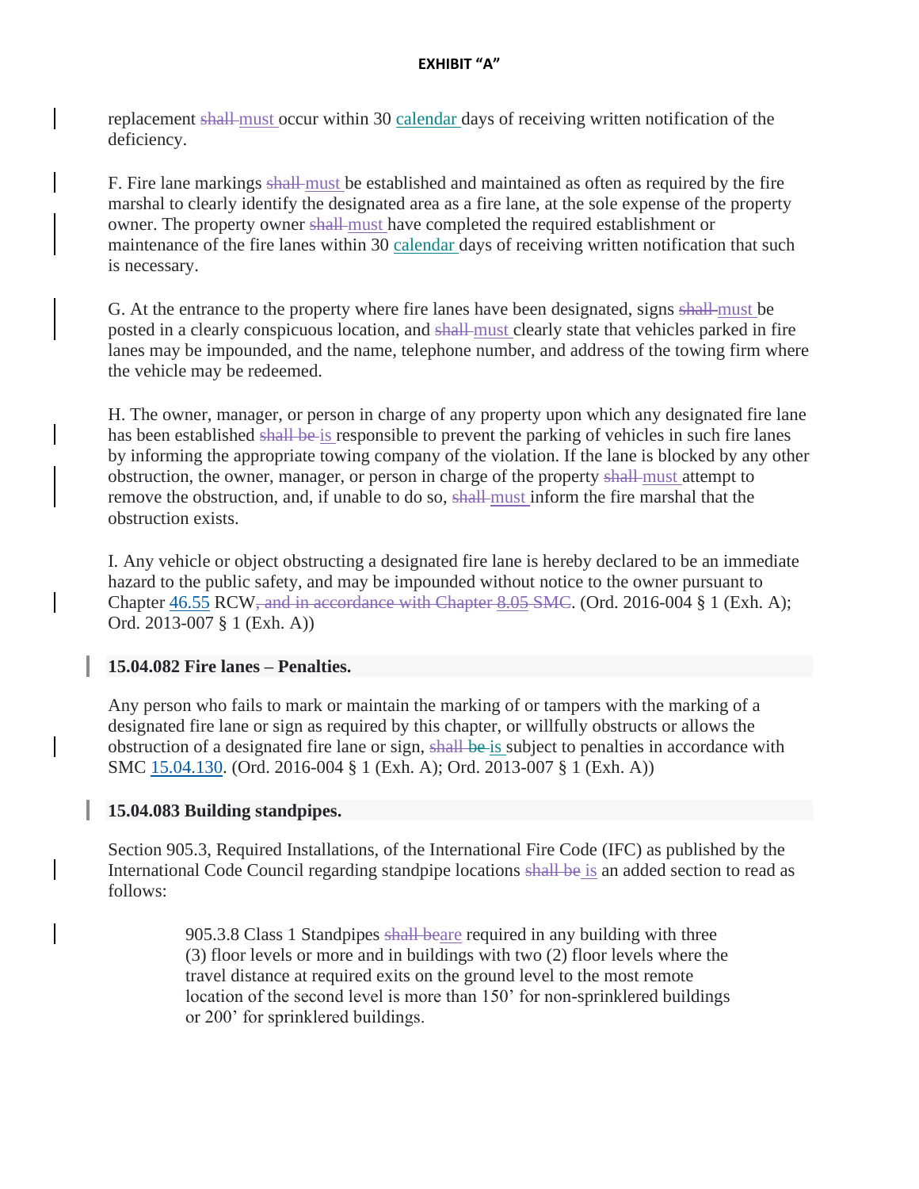replacement ~~shall~~ must occur within 30 calendar days of receiving written notification of the deficiency.

F. Fire lane markings ~~shall~~ must be established and maintained as often as required by the fire marshal to clearly identify the designated area as a fire lane, at the sole expense of the property owner. The property owner ~~shall~~ must have completed the required establishment or maintenance of the fire lanes within 30 calendar days of receiving written notification that such is necessary.

G. At the entrance to the property where fire lanes have been designated, signs ~~shall~~ must be posted in a clearly conspicuous location, and ~~shall~~ must clearly state that vehicles parked in fire lanes may be impounded, and the name, telephone number, and address of the towing firm where the vehicle may be redeemed.

H. The owner, manager, or person in charge of any property upon which any designated fire lane has been established ~~shall be~~ is responsible to prevent the parking of vehicles in such fire lanes by informing the appropriate towing company of the violation. If the lane is blocked by any other obstruction, the owner, manager, or person in charge of the property ~~shall~~ must attempt to remove the obstruction, and, if unable to do so, ~~shall~~ must inform the fire marshal that the obstruction exists.

I. Any vehicle or object obstructing a designated fire lane is hereby declared to be an immediate hazard to the public safety, and may be impounded without notice to the owner pursuant to Chapter 46.55 RCW~~, and in accordance with Chapter 8.05 SMC~~. (Ord. 2016-004 § 1 (Exh. A); Ord. 2013-007 § 1 (Exh. A))

**15.04.082 Fire lanes – Penalties.**

Any person who fails to mark or maintain the marking of or tampers with the marking of a designated fire lane or sign as required by this chapter, or willfully obstructs or allows the obstruction of a designated fire lane or sign, ~~shall be~~ is subject to penalties in accordance with SMC 15.04.130. (Ord. 2016-004 § 1 (Exh. A); Ord. 2013-007 § 1 (Exh. A))

**15.04.083 Building standpipes.**

Section 905.3, Required Installations, of the International Fire Code (IFC) as published by the International Code Council regarding standpipe locations ~~shall be~~ is an added section to read as follows:

> 905.3.8 Class 1 Standpipes ~~shall be~~are required in any building with three (3) floor levels or more and in buildings with two (2) floor levels where the travel distance at required exits on the ground level to the most remote location of the second level is more than 150' for non-sprinklered buildings or 200' for sprinklered buildings.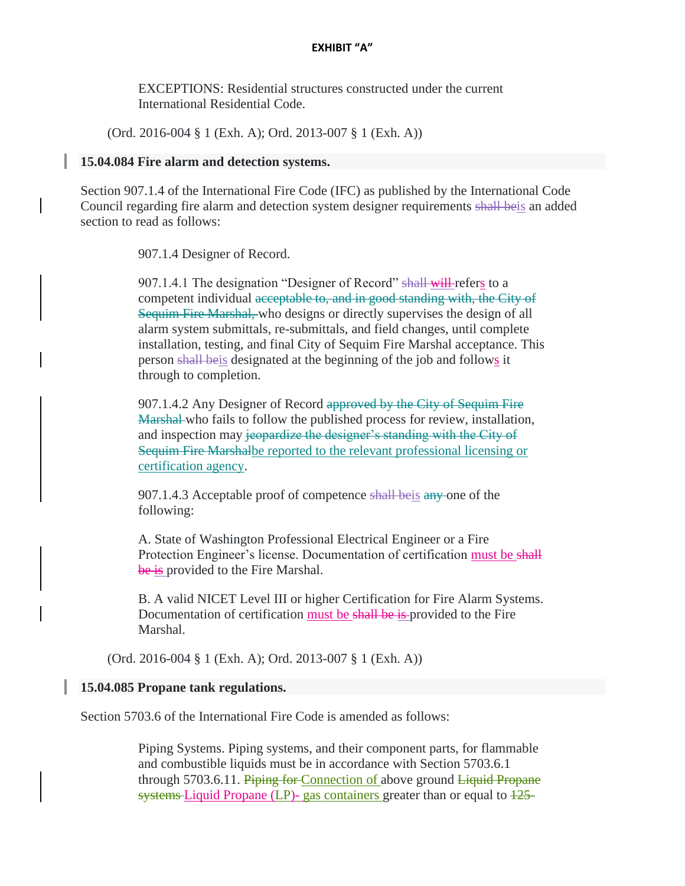**EXHIBIT "A"**

> EXCEPTIONS: Residential structures constructed under the current International Residential Code.

(Ord. 2016-004 § 1 (Exh. A); Ord. 2013-007 § 1 (Exh. A))

**15.04.084 Fire alarm and detection systems.**

Section 907.1.4 of the International Fire Code (IFC) as published by the International Code Council regarding fire alarm and detection system designer requirements ~~shall be~~is an added section to read as follows:

> 907.1.4 Designer of Record.
>
> 907.1.4.1 The designation "Designer of Record" ~~shall~~ ~~will~~ refers to a competent individual ~~acceptable to, and in good standing with, the City of Sequim Fire Marshal,~~ who designs or directly supervises the design of all alarm system submittals, re-submittals, and field changes, until complete installation, testing, and final City of Sequim Fire Marshal acceptance. This person ~~shall be~~is designated at the beginning of the job and follows it through to completion.
>
> 907.1.4.2 Any Designer of Record ~~approved by the City of Sequim Fire Marshal~~ who fails to follow the published process for review, installation, and inspection may ~~jeopardize the designer's standing with the City of Sequim Fire Marshal~~be reported to the relevant professional licensing or certification agency.
>
> 907.1.4.3 Acceptable proof of competence ~~shall be~~is ~~any~~ one of the following:
>
> A. State of Washington Professional Electrical Engineer or a Fire Protection Engineer's license. Documentation of certification must be ~~shall be~~ ~~is~~ provided to the Fire Marshal.
>
> B. A valid NICET Level III or higher Certification for Fire Alarm Systems. Documentation of certification must be ~~shall be~~ ~~is~~ provided to the Fire Marshal.

(Ord. 2016-004 § 1 (Exh. A); Ord. 2013-007 § 1 (Exh. A))

**15.04.085 Propane tank regulations.**

Section 5703.6 of the International Fire Code is amended as follows:

> Piping Systems. Piping systems, and their component parts, for flammable and combustible liquids must be in accordance with Section 5703.6.1 through 5703.6.11. ~~Piping for~~ Connection of above ground ~~Liquid Propane systems~~ Liquid Propane (LP)- gas containers greater than or equal to ~~125-~~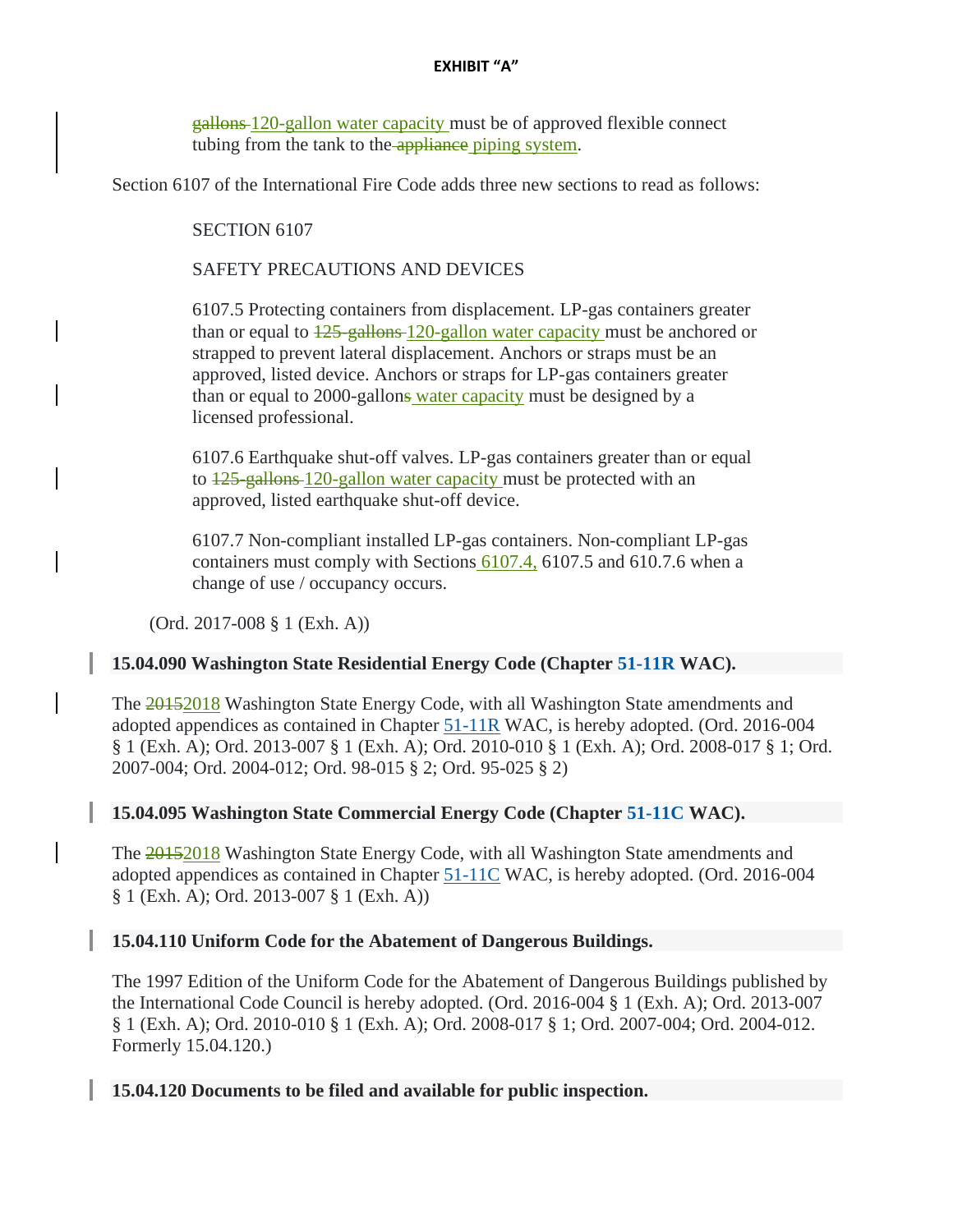gallons 120-gallon water capacity must be of approved flexible connect tubing from the tank to the appliance piping system.

Section 6107 of the International Fire Code adds three new sections to read as follows:

> SECTION 6107
>
> SAFETY PRECAUTIONS AND DEVICES
>
> 6107.5 Protecting containers from displacement. LP-gas containers greater than or equal to 125-gallons 120-gallon water capacity must be anchored or strapped to prevent lateral displacement. Anchors or straps must be an approved, listed device. Anchors or straps for LP-gas containers greater than or equal to 2000-gallons water capacity must be designed by a licensed professional.
>
> 6107.6 Earthquake shut-off valves. LP-gas containers greater than or equal to 125-gallons 120-gallon water capacity must be protected with an approved, listed earthquake shut-off device.
>
> 6107.7 Non-compliant installed LP-gas containers. Non-compliant LP-gas containers must comply with Sections 6107.4, 6107.5 and 610.7.6 when a change of use / occupancy occurs.

(Ord. 2017-008 § 1 (Exh. A))

**15.04.090 Washington State Residential Energy Code (Chapter 51-11R WAC).**

The 20152018 Washington State Energy Code, with all Washington State amendments and adopted appendices as contained in Chapter 51-11R WAC, is hereby adopted. (Ord. 2016-004 § 1 (Exh. A); Ord. 2013-007 § 1 (Exh. A); Ord. 2010-010 § 1 (Exh. A); Ord. 2008-017 § 1; Ord. 2007-004; Ord. 2004-012; Ord. 98-015 § 2; Ord. 95-025 § 2)

**15.04.095 Washington State Commercial Energy Code (Chapter 51-11C WAC).**

The 20152018 Washington State Energy Code, with all Washington State amendments and adopted appendices as contained in Chapter 51-11C WAC, is hereby adopted. (Ord. 2016-004 § 1 (Exh. A); Ord. 2013-007 § 1 (Exh. A))

**15.04.110 Uniform Code for the Abatement of Dangerous Buildings.**

The 1997 Edition of the Uniform Code for the Abatement of Dangerous Buildings published by the International Code Council is hereby adopted. (Ord. 2016-004 § 1 (Exh. A); Ord. 2013-007 § 1 (Exh. A); Ord. 2010-010 § 1 (Exh. A); Ord. 2008-017 § 1; Ord. 2007-004; Ord. 2004-012. Formerly 15.04.120.)

**15.04.120 Documents to be filed and available for public inspection.**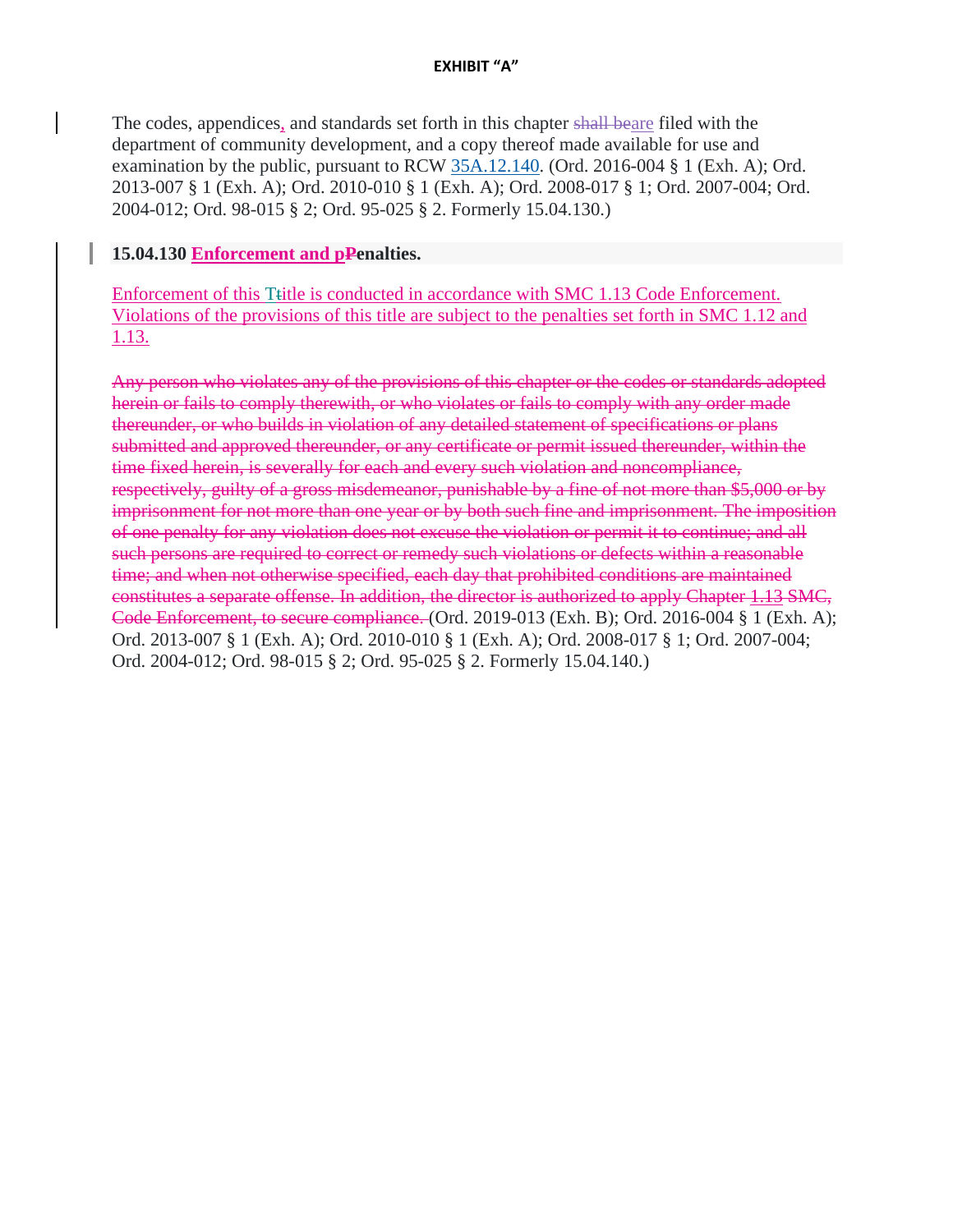**EXHIBIT "A"**

The codes, appendices, and standards set forth in this chapter ~~shall be~~are filed with the department of community development, and a copy thereof made available for use and examination by the public, pursuant to RCW 35A.12.140. (Ord. 2016-004 § 1 (Exh. A); Ord. 2013-007 § 1 (Exh. A); Ord. 2010-010 § 1 (Exh. A); Ord. 2008-017 § 1; Ord. 2007-004; Ord. 2004-012; Ord. 98-015 § 2; Ord. 95-025 § 2. Formerly 15.04.130.)

**15.04.130 Enforcement and p~~P~~enalties.**

Enforcement of this T~~t~~itle is conducted in accordance with SMC 1.13 Code Enforcement. Violations of the provisions of this title are subject to the penalties set forth in SMC 1.12 and 1.13.

~~Any person who violates any of the provisions of this chapter or the codes or standards adopted herein or fails to comply therewith, or who violates or fails to comply with any order made thereunder, or who builds in violation of any detailed statement of specifications or plans submitted and approved thereunder, or any certificate or permit issued thereunder, within the time fixed herein, is severally for each and every such violation and noncompliance, respectively, guilty of a gross misdemeanor, punishable by a fine of not more than $5,000 or by imprisonment for not more than one year or by both such fine and imprisonment. The imposition of one penalty for any violation does not excuse the violation or permit it to continue; and all such persons are required to correct or remedy such violations or defects within a reasonable time; and when not otherwise specified, each day that prohibited conditions are maintained constitutes a separate offense. In addition, the director is authorized to apply Chapter 1.13 SMC, Code Enforcement, to secure compliance.~~ (Ord. 2019-013 (Exh. B); Ord. 2016-004 § 1 (Exh. A); Ord. 2013-007 § 1 (Exh. A); Ord. 2010-010 § 1 (Exh. A); Ord. 2008-017 § 1; Ord. 2007-004; Ord. 2004-012; Ord. 98-015 § 2; Ord. 95-025 § 2. Formerly 15.04.140.)